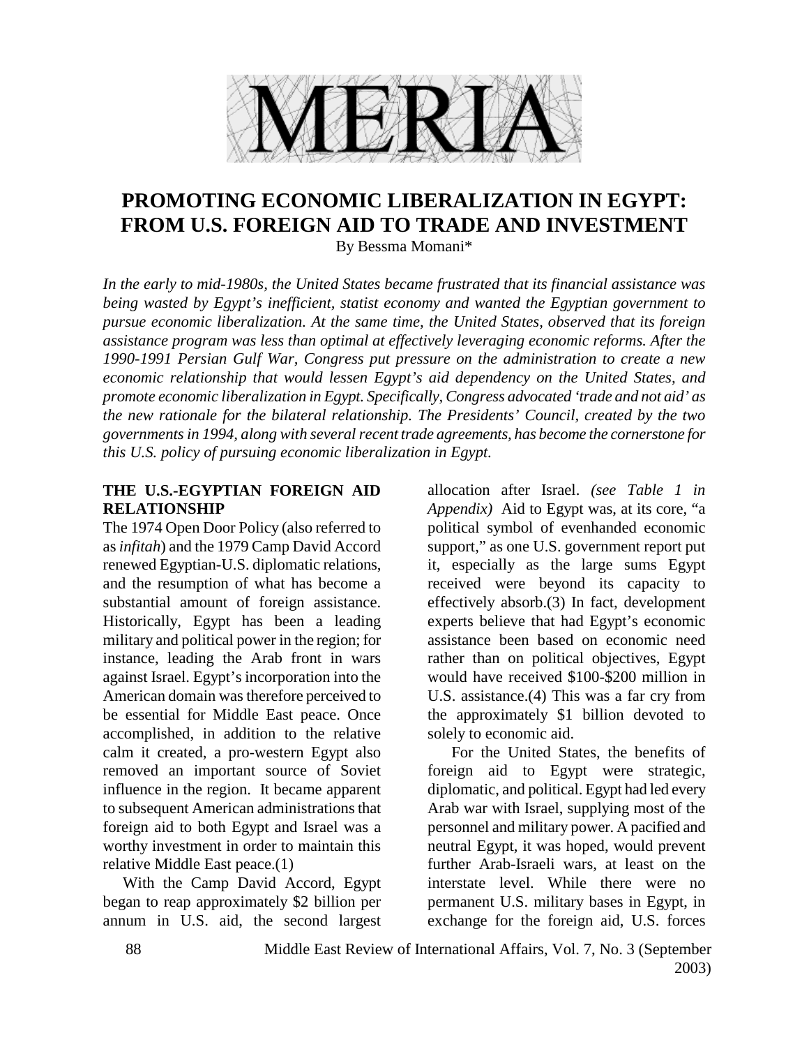MERIA

# PROMOTING ECONOMIC LIBERALIZATION IN EGYPT: FROM U.S. FOREIGN AID TO TRADE AND INVESTMENT

By Bessma Momani*

*In the early to mid-1980s, the United States became frustrated that its financial assistance was being wasted by Egypt's inefficient, statist economy and wanted the Egyptian government to pursue economic liberalization. At the same time, the United States, observed that its foreign assistance program was less than optimal at effectively leveraging economic reforms. After the 1990-1991 Persian Gulf War, Congress put pressure on the administration to create a new economic relationship that would lessen Egypt's aid dependency on the United States, and promote economic liberalization in Egypt. Specifically, Congress advocated 'trade and not aid' as the new rationale for the bilateral relationship. The Presidents' Council, created by the two governments in 1994, along with several recent trade agreements, has become the cornerstone for this U.S. policy of pursuing economic liberalization in Egypt.*

## THE U.S.-EGYPTIAN FOREIGN AID RELATIONSHIP

The 1974 Open Door Policy (also referred to as *infitah*) and the 1979 Camp David Accord renewed Egyptian-U.S. diplomatic relations, and the resumption of what has become a substantial amount of foreign assistance. Historically, Egypt has been a leading military and political power in the region; for instance, leading the Arab front in wars against Israel. Egypt's incorporation into the American domain was therefore perceived to be essential for Middle East peace. Once accomplished, in addition to the relative calm it created, a pro-western Egypt also removed an important source of Soviet influence in the region. It became apparent to subsequent American administrations that foreign aid to both Egypt and Israel was a worthy investment in order to maintain this relative Middle East peace.(1)

With the Camp David Accord, Egypt began to reap approximately $2 billion per annum in U.S. aid, the second largest allocation after Israel. *(see Table 1 in Appendix)* Aid to Egypt was, at its core, "a political symbol of evenhanded economic support," as one U.S. government report put it, especially as the large sums Egypt received were beyond its capacity to effectively absorb.(3) In fact, development experts believe that had Egypt's economic assistance been based on economic need rather than on political objectives, Egypt would have received $100-$200 million in U.S. assistance.(4) This was a far cry from the approximately $1 billion devoted to solely to economic aid.

For the United States, the benefits of foreign aid to Egypt were strategic, diplomatic, and political. Egypt had led every Arab war with Israel, supplying most of the personnel and military power. A pacified and neutral Egypt, it was hoped, would prevent further Arab-Israeli wars, at least on the interstate level. While there were no permanent U.S. military bases in Egypt, in exchange for the foreign aid, U.S. forces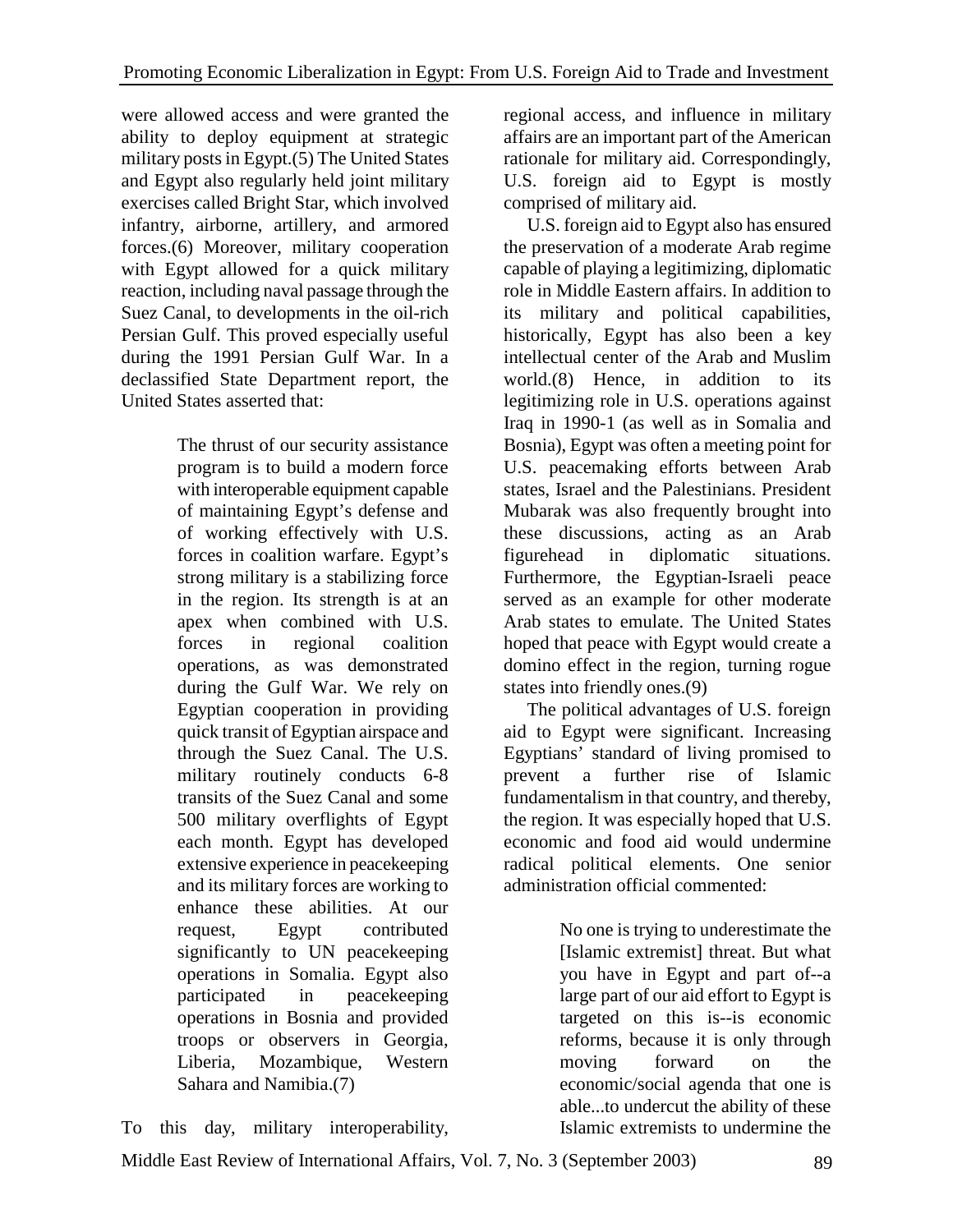were allowed access and were granted the ability to deploy equipment at strategic military posts in Egypt.(5) The United States and Egypt also regularly held joint military exercises called Bright Star, which involved infantry, airborne, artillery, and armored forces.(6) Moreover, military cooperation with Egypt allowed for a quick military reaction, including naval passage through the Suez Canal, to developments in the oil-rich Persian Gulf. This proved especially useful during the 1991 Persian Gulf War. In a declassified State Department report, the United States asserted that:

> The thrust of our security assistance program is to build a modern force with interoperable equipment capable of maintaining Egypt's defense and of working effectively with U.S. forces in coalition warfare. Egypt's strong military is a stabilizing force in the region. Its strength is at an apex when combined with U.S. forces in regional coalition operations, as was demonstrated during the Gulf War. We rely on Egyptian cooperation in providing quick transit of Egyptian airspace and through the Suez Canal. The U.S. military routinely conducts 6-8 transits of the Suez Canal and some 500 military overflights of Egypt each month. Egypt has developed extensive experience in peacekeeping and its military forces are working to enhance these abilities. At our request, Egypt contributed significantly to UN peacekeeping operations in Somalia. Egypt also participated in peacekeeping operations in Bosnia and provided troops or observers in Georgia, Liberia, Mozambique, Western Sahara and Namibia.(7)

To this day, military interoperability, regional access, and influence in military affairs are an important part of the American rationale for military aid. Correspondingly, U.S. foreign aid to Egypt is mostly comprised of military aid.

U.S. foreign aid to Egypt also has ensured the preservation of a moderate Arab regime capable of playing a legitimizing, diplomatic role in Middle Eastern affairs. In addition to its military and political capabilities, historically, Egypt has also been a key intellectual center of the Arab and Muslim world.(8) Hence, in addition to its legitimizing role in U.S. operations against Iraq in 1990-1 (as well as in Somalia and Bosnia), Egypt was often a meeting point for U.S. peacemaking efforts between Arab states, Israel and the Palestinians. President Mubarak was also frequently brought into these discussions, acting as an Arab figurehead in diplomatic situations. Furthermore, the Egyptian-Israeli peace served as an example for other moderate Arab states to emulate. The United States hoped that peace with Egypt would create a domino effect in the region, turning rogue states into friendly ones.(9)

The political advantages of U.S. foreign aid to Egypt were significant. Increasing Egyptians' standard of living promised to prevent a further rise of Islamic fundamentalism in that country, and thereby, the region. It was especially hoped that U.S. economic and food aid would undermine radical political elements. One senior administration official commented:

> No one is trying to underestimate the [Islamic extremist] threat. But what you have in Egypt and part of--a large part of our aid effort to Egypt is targeted on this is--is economic reforms, because it is only through moving forward on the economic/social agenda that one is able...to undercut the ability of these Islamic extremists to undermine the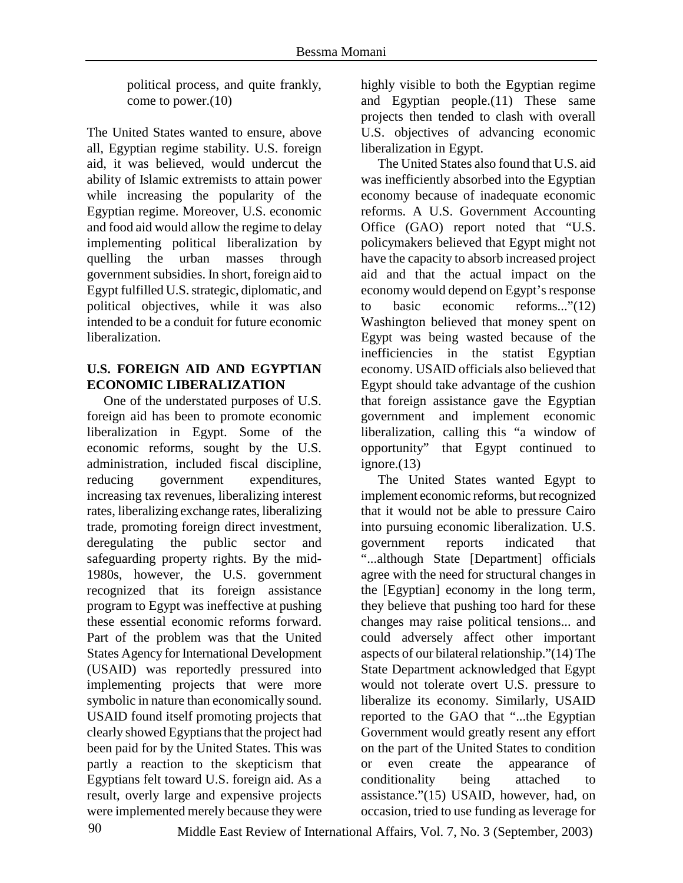political process, and quite frankly, come to power.(10)

The United States wanted to ensure, above all, Egyptian regime stability. U.S. foreign aid, it was believed, would undercut the ability of Islamic extremists to attain power while increasing the popularity of the Egyptian regime. Moreover, U.S. economic and food aid would allow the regime to delay implementing political liberalization by quelling the urban masses through government subsidies. In short, foreign aid to Egypt fulfilled U.S. strategic, diplomatic, and political objectives, while it was also intended to be a conduit for future economic liberalization.

## U.S. FOREIGN AID AND EGYPTIAN ECONOMIC LIBERALIZATION

One of the understated purposes of U.S. foreign aid has been to promote economic liberalization in Egypt. Some of the economic reforms, sought by the U.S. administration, included fiscal discipline, reducing government expenditures, increasing tax revenues, liberalizing interest rates, liberalizing exchange rates, liberalizing trade, promoting foreign direct investment, deregulating the public sector and safeguarding property rights. By the mid-1980s, however, the U.S. government recognized that its foreign assistance program to Egypt was ineffective at pushing these essential economic reforms forward. Part of the problem was that the United States Agency for International Development (USAID) was reportedly pressured into implementing projects that were more symbolic in nature than economically sound. USAID found itself promoting projects that clearly showed Egyptians that the project had been paid for by the United States. This was partly a reaction to the skepticism that Egyptians felt toward U.S. foreign aid. As a result, overly large and expensive projects were implemented merely because they were highly visible to both the Egyptian regime and Egyptian people.(11) These same projects then tended to clash with overall U.S. objectives of advancing economic liberalization in Egypt.

The United States also found that U.S. aid was inefficiently absorbed into the Egyptian economy because of inadequate economic reforms. A U.S. Government Accounting Office (GAO) report noted that "U.S. policymakers believed that Egypt might not have the capacity to absorb increased project aid and that the actual impact on the economy would depend on Egypt's response to basic economic reforms..."(12) Washington believed that money spent on Egypt was being wasted because of the inefficiencies in the statist Egyptian economy. USAID officials also believed that Egypt should take advantage of the cushion that foreign assistance gave the Egyptian government and implement economic liberalization, calling this "a window of opportunity" that Egypt continued to ignore.(13)

The United States wanted Egypt to implement economic reforms, but recognized that it would not be able to pressure Cairo into pursuing economic liberalization. U.S. government reports indicated that "...although State [Department] officials agree with the need for structural changes in the [Egyptian] economy in the long term, they believe that pushing too hard for these changes may raise political tensions... and could adversely affect other important aspects of our bilateral relationship."(14) The State Department acknowledged that Egypt would not tolerate overt U.S. pressure to liberalize its economy. Similarly, USAID reported to the GAO that "...the Egyptian Government would greatly resent any effort on the part of the United States to condition or even create the appearance of conditionality being attached to assistance."(15) USAID, however, had, on occasion, tried to use funding as leverage for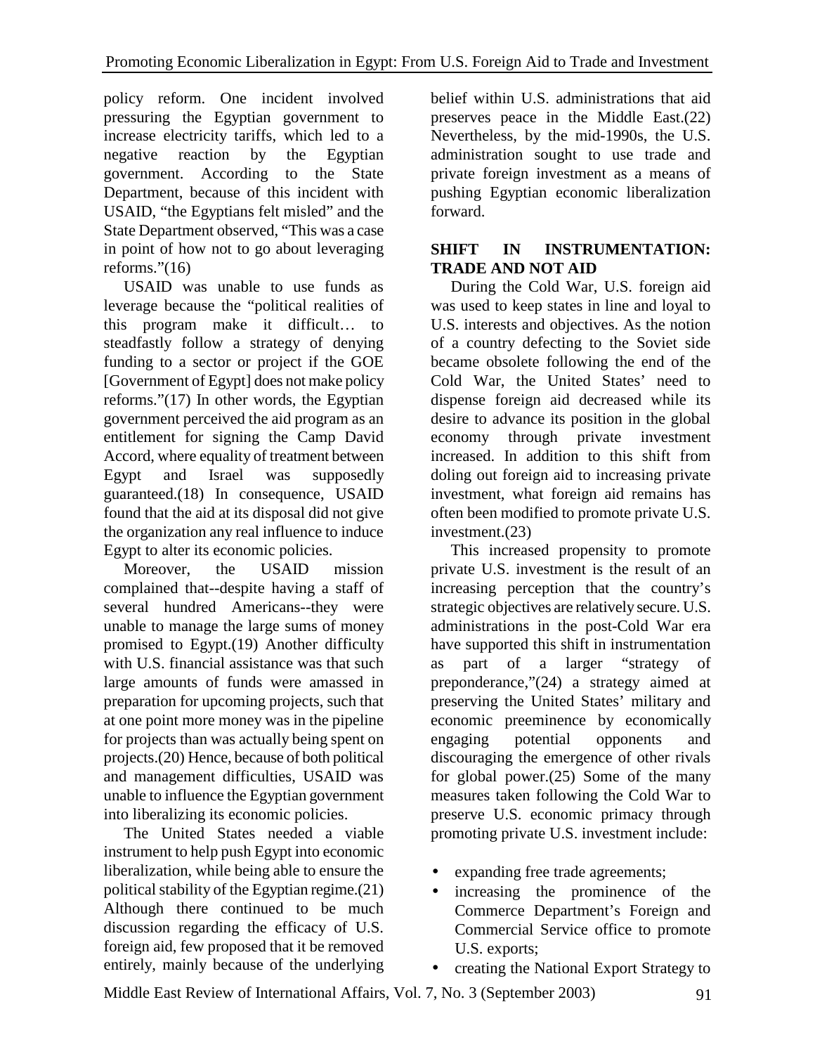policy reform. One incident involved pressuring the Egyptian government to increase electricity tariffs, which led to a negative reaction by the Egyptian government. According to the State Department, because of this incident with USAID, "the Egyptians felt misled" and the State Department observed, "This was a case in point of how not to go about leveraging reforms."(16)

USAID was unable to use funds as leverage because the "political realities of this program make it difficult… to steadfastly follow a strategy of denying funding to a sector or project if the GOE [Government of Egypt] does not make policy reforms."(17) In other words, the Egyptian government perceived the aid program as an entitlement for signing the Camp David Accord, where equality of treatment between Egypt and Israel was supposedly guaranteed.(18) In consequence, USAID found that the aid at its disposal did not give the organization any real influence to induce Egypt to alter its economic policies.

Moreover, the USAID mission complained that--despite having a staff of several hundred Americans--they were unable to manage the large sums of money promised to Egypt.(19) Another difficulty with U.S. financial assistance was that such large amounts of funds were amassed in preparation for upcoming projects, such that at one point more money was in the pipeline for projects than was actually being spent on projects.(20) Hence, because of both political and management difficulties, USAID was unable to influence the Egyptian government into liberalizing its economic policies.

The United States needed a viable instrument to help push Egypt into economic liberalization, while being able to ensure the political stability of the Egyptian regime.(21) Although there continued to be much discussion regarding the efficacy of U.S. foreign aid, few proposed that it be removed entirely, mainly because of the underlying belief within U.S. administrations that aid preserves peace in the Middle East.(22) Nevertheless, by the mid-1990s, the U.S. administration sought to use trade and private foreign investment as a means of pushing Egyptian economic liberalization forward.

## SHIFT IN INSTRUMENTATION: TRADE AND NOT AID

During the Cold War, U.S. foreign aid was used to keep states in line and loyal to U.S. interests and objectives. As the notion of a country defecting to the Soviet side became obsolete following the end of the Cold War, the United States' need to dispense foreign aid decreased while its desire to advance its position in the global economy through private investment increased. In addition to this shift from doling out foreign aid to increasing private investment, what foreign aid remains has often been modified to promote private U.S. investment.(23)

This increased propensity to promote private U.S. investment is the result of an increasing perception that the country's strategic objectives are relatively secure. U.S. administrations in the post-Cold War era have supported this shift in instrumentation as part of a larger "strategy of preponderance,"(24) a strategy aimed at preserving the United States' military and economic preeminence by economically engaging potential opponents and discouraging the emergence of other rivals for global power.(25) Some of the many measures taken following the Cold War to preserve U.S. economic primacy through promoting private U.S. investment include:

- expanding free trade agreements;
- increasing the prominence of the Commerce Department's Foreign and Commercial Service office to promote U.S. exports;
- creating the National Export Strategy to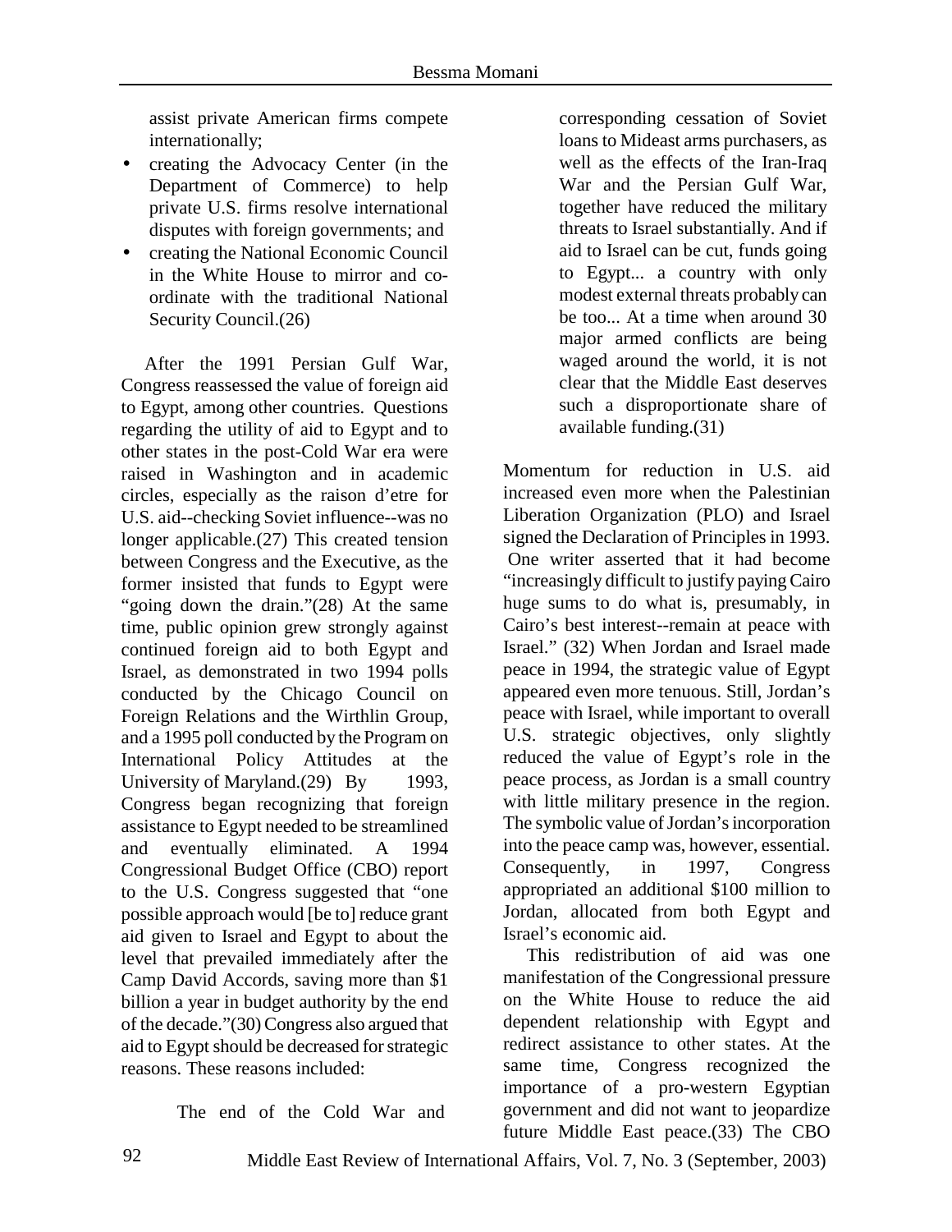assist private American firms compete internationally;

- creating the Advocacy Center (in the Department of Commerce) to help private U.S. firms resolve international disputes with foreign governments; and
- creating the National Economic Council in the White House to mirror and co-ordinate with the traditional National Security Council.(26)

After the 1991 Persian Gulf War, Congress reassessed the value of foreign aid to Egypt, among other countries. Questions regarding the utility of aid to Egypt and to other states in the post-Cold War era were raised in Washington and in academic circles, especially as the raison d'etre for U.S. aid--checking Soviet influence--was no longer applicable.(27) This created tension between Congress and the Executive, as the former insisted that funds to Egypt were "going down the drain."(28) At the same time, public opinion grew strongly against continued foreign aid to both Egypt and Israel, as demonstrated in two 1994 polls conducted by the Chicago Council on Foreign Relations and the Wirthlin Group, and a 1995 poll conducted by the Program on International Policy Attitudes at the University of Maryland.(29) By 1993, Congress began recognizing that foreign assistance to Egypt needed to be streamlined and eventually eliminated. A 1994 Congressional Budget Office (CBO) report to the U.S. Congress suggested that "one possible approach would [be to] reduce grant aid given to Israel and Egypt to about the level that prevailed immediately after the Camp David Accords, saving more than $1 billion a year in budget authority by the end of the decade."(30) Congress also argued that aid to Egypt should be decreased for strategic reasons. These reasons included:

> The end of the Cold War and corresponding cessation of Soviet loans to Mideast arms purchasers, as well as the effects of the Iran-Iraq War and the Persian Gulf War, together have reduced the military threats to Israel substantially. And if aid to Israel can be cut, funds going to Egypt... a country with only modest external threats probably can be too... At a time when around 30 major armed conflicts are being waged around the world, it is not clear that the Middle East deserves such a disproportionate share of available funding.(31)

Momentum for reduction in U.S. aid increased even more when the Palestinian Liberation Organization (PLO) and Israel signed the Declaration of Principles in 1993. One writer asserted that it had become "increasingly difficult to justify paying Cairo huge sums to do what is, presumably, in Cairo's best interest--remain at peace with Israel." (32) When Jordan and Israel made peace in 1994, the strategic value of Egypt appeared even more tenuous. Still, Jordan's peace with Israel, while important to overall U.S. strategic objectives, only slightly reduced the value of Egypt's role in the peace process, as Jordan is a small country with little military presence in the region. The symbolic value of Jordan's incorporation into the peace camp was, however, essential. Consequently, in 1997, Congress appropriated an additional $100 million to Jordan, allocated from both Egypt and Israel's economic aid.

This redistribution of aid was one manifestation of the Congressional pressure on the White House to reduce the aid dependent relationship with Egypt and redirect assistance to other states. At the same time, Congress recognized the importance of a pro-western Egyptian government and did not want to jeopardize future Middle East peace.(33) The CBO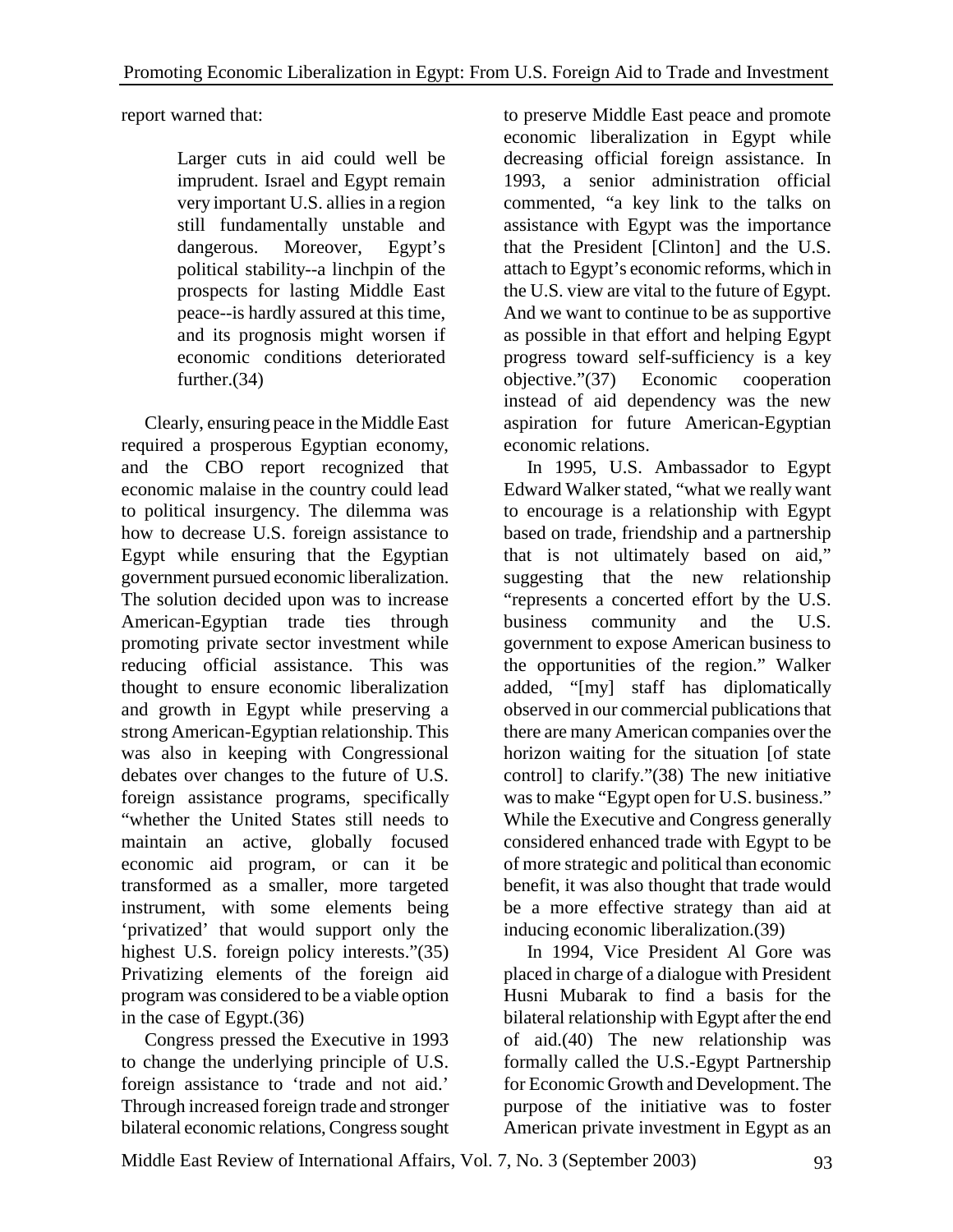report warned that:

> Larger cuts in aid could well be imprudent. Israel and Egypt remain very important U.S. allies in a region still fundamentally unstable and dangerous. Moreover, Egypt's political stability--a linchpin of the prospects for lasting Middle East peace--is hardly assured at this time, and its prognosis might worsen if economic conditions deteriorated further.(34)

Clearly, ensuring peace in the Middle East required a prosperous Egyptian economy, and the CBO report recognized that economic malaise in the country could lead to political insurgency. The dilemma was how to decrease U.S. foreign assistance to Egypt while ensuring that the Egyptian government pursued economic liberalization. The solution decided upon was to increase American-Egyptian trade ties through promoting private sector investment while reducing official assistance. This was thought to ensure economic liberalization and growth in Egypt while preserving a strong American-Egyptian relationship. This was also in keeping with Congressional debates over changes to the future of U.S. foreign assistance programs, specifically "whether the United States still needs to maintain an active, globally focused economic aid program, or can it be transformed as a smaller, more targeted instrument, with some elements being 'privatized' that would support only the highest U.S. foreign policy interests."(35) Privatizing elements of the foreign aid program was considered to be a viable option in the case of Egypt.(36)

Congress pressed the Executive in 1993 to change the underlying principle of U.S. foreign assistance to 'trade and not aid.' Through increased foreign trade and stronger bilateral economic relations, Congress sought to preserve Middle East peace and promote economic liberalization in Egypt while decreasing official foreign assistance. In 1993, a senior administration official commented, "a key link to the talks on assistance with Egypt was the importance that the President [Clinton] and the U.S. attach to Egypt's economic reforms, which in the U.S. view are vital to the future of Egypt. And we want to continue to be as supportive as possible in that effort and helping Egypt progress toward self-sufficiency is a key objective."(37) Economic cooperation instead of aid dependency was the new aspiration for future American-Egyptian economic relations.

In 1995, U.S. Ambassador to Egypt Edward Walker stated, "what we really want to encourage is a relationship with Egypt based on trade, friendship and a partnership that is not ultimately based on aid," suggesting that the new relationship "represents a concerted effort by the U.S. business community and the U.S. government to expose American business to the opportunities of the region." Walker added, "[my] staff has diplomatically observed in our commercial publications that there are many American companies over the horizon waiting for the situation [of state control] to clarify."(38) The new initiative was to make "Egypt open for U.S. business." While the Executive and Congress generally considered enhanced trade with Egypt to be of more strategic and political than economic benefit, it was also thought that trade would be a more effective strategy than aid at inducing economic liberalization.(39)

In 1994, Vice President Al Gore was placed in charge of a dialogue with President Husni Mubarak to find a basis for the bilateral relationship with Egypt after the end of aid.(40) The new relationship was formally called the U.S.-Egypt Partnership for Economic Growth and Development. The purpose of the initiative was to foster American private investment in Egypt as an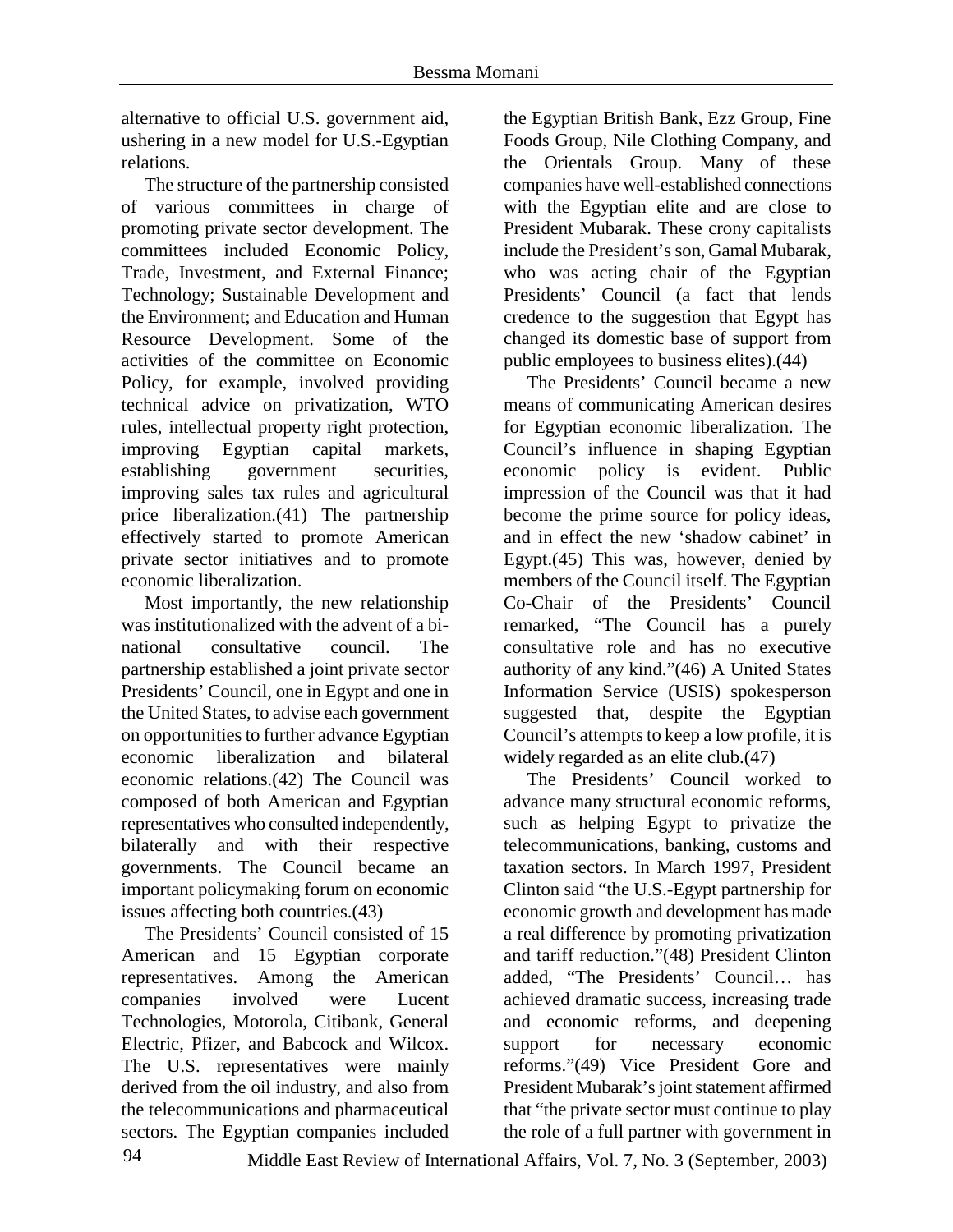alternative to official U.S. government aid, ushering in a new model for U.S.-Egyptian relations.

The structure of the partnership consisted of various committees in charge of promoting private sector development. The committees included Economic Policy, Trade, Investment, and External Finance; Technology; Sustainable Development and the Environment; and Education and Human Resource Development. Some of the activities of the committee on Economic Policy, for example, involved providing technical advice on privatization, WTO rules, intellectual property right protection, improving Egyptian capital markets, establishing government securities, improving sales tax rules and agricultural price liberalization.(41) The partnership effectively started to promote American private sector initiatives and to promote economic liberalization.

Most importantly, the new relationship was institutionalized with the advent of a bi-national consultative council. The partnership established a joint private sector Presidents' Council, one in Egypt and one in the United States, to advise each government on opportunities to further advance Egyptian economic liberalization and bilateral economic relations.(42) The Council was composed of both American and Egyptian representatives who consulted independently, bilaterally and with their respective governments. The Council became an important policymaking forum on economic issues affecting both countries.(43)

The Presidents' Council consisted of 15 American and 15 Egyptian corporate representatives. Among the American companies involved were Lucent Technologies, Motorola, Citibank, General Electric, Pfizer, and Babcock and Wilcox. The U.S. representatives were mainly derived from the oil industry, and also from the telecommunications and pharmaceutical sectors. The Egyptian companies included the Egyptian British Bank, Ezz Group, Fine Foods Group, Nile Clothing Company, and the Orientals Group. Many of these companies have well-established connections with the Egyptian elite and are close to President Mubarak. These crony capitalists include the President's son, Gamal Mubarak, who was acting chair of the Egyptian Presidents' Council (a fact that lends credence to the suggestion that Egypt has changed its domestic base of support from public employees to business elites).(44)

The Presidents' Council became a new means of communicating American desires for Egyptian economic liberalization. The Council's influence in shaping Egyptian economic policy is evident. Public impression of the Council was that it had become the prime source for policy ideas, and in effect the new 'shadow cabinet' in Egypt.(45) This was, however, denied by members of the Council itself. The Egyptian Co-Chair of the Presidents' Council remarked, "The Council has a purely consultative role and has no executive authority of any kind."(46) A United States Information Service (USIS) spokesperson suggested that, despite the Egyptian Council's attempts to keep a low profile, it is widely regarded as an elite club.(47)

The Presidents' Council worked to advance many structural economic reforms, such as helping Egypt to privatize the telecommunications, banking, customs and taxation sectors. In March 1997, President Clinton said "the U.S.-Egypt partnership for economic growth and development has made a real difference by promoting privatization and tariff reduction."(48) President Clinton added, "The Presidents' Council… has achieved dramatic success, increasing trade and economic reforms, and deepening support for necessary economic reforms."(49) Vice President Gore and President Mubarak's joint statement affirmed that "the private sector must continue to play the role of a full partner with government in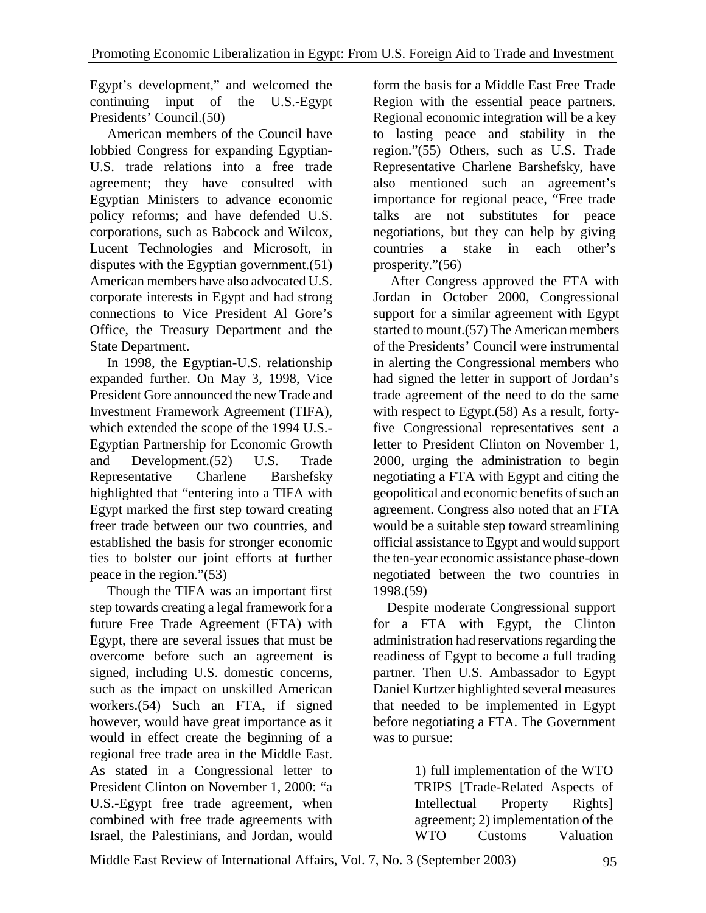Egypt's development," and welcomed the continuing input of the U.S.-Egypt Presidents' Council.(50)

American members of the Council have lobbied Congress for expanding Egyptian-U.S. trade relations into a free trade agreement; they have consulted with Egyptian Ministers to advance economic policy reforms; and have defended U.S. corporations, such as Babcock and Wilcox, Lucent Technologies and Microsoft, in disputes with the Egyptian government.(51) American members have also advocated U.S. corporate interests in Egypt and had strong connections to Vice President Al Gore's Office, the Treasury Department and the State Department.

In 1998, the Egyptian-U.S. relationship expanded further. On May 3, 1998, Vice President Gore announced the new Trade and Investment Framework Agreement (TIFA), which extended the scope of the 1994 U.S.-Egyptian Partnership for Economic Growth and Development.(52) U.S. Trade Representative Charlene Barshefsky highlighted that "entering into a TIFA with Egypt marked the first step toward creating freer trade between our two countries, and established the basis for stronger economic ties to bolster our joint efforts at further peace in the region."(53)

Though the TIFA was an important first step towards creating a legal framework for a future Free Trade Agreement (FTA) with Egypt, there are several issues that must be overcome before such an agreement is signed, including U.S. domestic concerns, such as the impact on unskilled American workers.(54) Such an FTA, if signed however, would have great importance as it would in effect create the beginning of a regional free trade area in the Middle East. As stated in a Congressional letter to President Clinton on November 1, 2000: "a U.S.-Egypt free trade agreement, when combined with free trade agreements with Israel, the Palestinians, and Jordan, would form the basis for a Middle East Free Trade Region with the essential peace partners. Regional economic integration will be a key to lasting peace and stability in the region."(55) Others, such as U.S. Trade Representative Charlene Barshefsky, have also mentioned such an agreement's importance for regional peace, "Free trade talks are not substitutes for peace negotiations, but they can help by giving countries a stake in each other's prosperity."(56)

After Congress approved the FTA with Jordan in October 2000, Congressional support for a similar agreement with Egypt started to mount.(57) The American members of the Presidents' Council were instrumental in alerting the Congressional members who had signed the letter in support of Jordan's trade agreement of the need to do the same with respect to Egypt.(58) As a result, forty-five Congressional representatives sent a letter to President Clinton on November 1, 2000, urging the administration to begin negotiating a FTA with Egypt and citing the geopolitical and economic benefits of such an agreement. Congress also noted that an FTA would be a suitable step toward streamlining official assistance to Egypt and would support the ten-year economic assistance phase-down negotiated between the two countries in 1998.(59)

Despite moderate Congressional support for a FTA with Egypt, the Clinton administration had reservations regarding the readiness of Egypt to become a full trading partner. Then U.S. Ambassador to Egypt Daniel Kurtzer highlighted several measures that needed to be implemented in Egypt before negotiating a FTA. The Government was to pursue:

> 1) full implementation of the WTO TRIPS [Trade-Related Aspects of Intellectual Property Rights] agreement; 2) implementation of the WTO Customs Valuation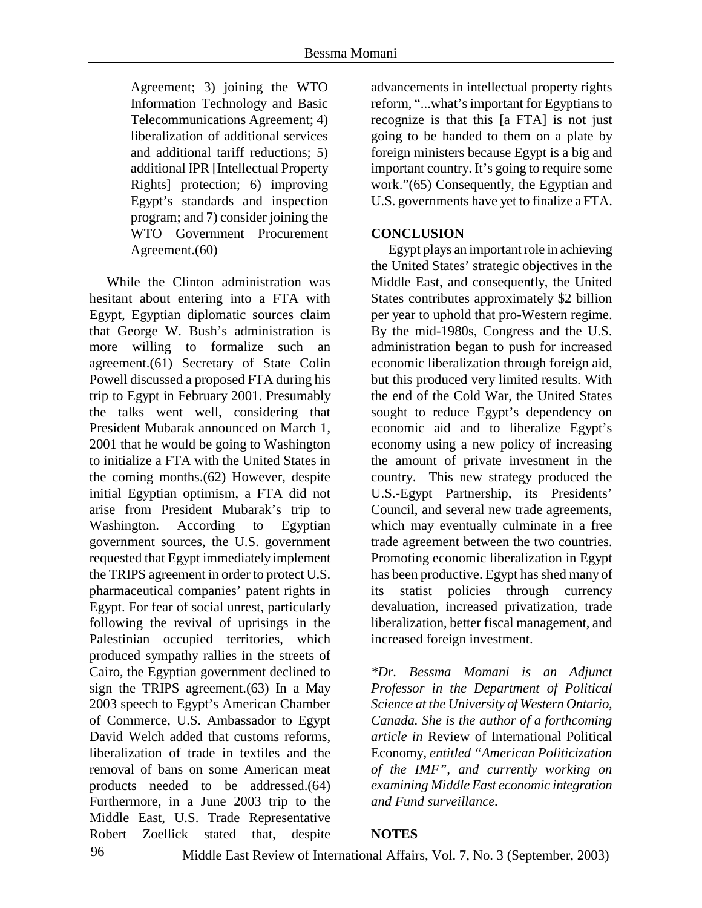Agreement; 3) joining the WTO Information Technology and Basic Telecommunications Agreement; 4) liberalization of additional services and additional tariff reductions; 5) additional IPR [Intellectual Property Rights] protection; 6) improving Egypt's standards and inspection program; and 7) consider joining the WTO Government Procurement Agreement.(60)

While the Clinton administration was hesitant about entering into a FTA with Egypt, Egyptian diplomatic sources claim that George W. Bush's administration is more willing to formalize such an agreement.(61) Secretary of State Colin Powell discussed a proposed FTA during his trip to Egypt in February 2001. Presumably the talks went well, considering that President Mubarak announced on March 1, 2001 that he would be going to Washington to initialize a FTA with the United States in the coming months.(62) However, despite initial Egyptian optimism, a FTA did not arise from President Mubarak's trip to Washington. According to Egyptian government sources, the U.S. government requested that Egypt immediately implement the TRIPS agreement in order to protect U.S. pharmaceutical companies' patent rights in Egypt. For fear of social unrest, particularly following the revival of uprisings in the Palestinian occupied territories, which produced sympathy rallies in the streets of Cairo, the Egyptian government declined to sign the TRIPS agreement.(63) In a May 2003 speech to Egypt's American Chamber of Commerce, U.S. Ambassador to Egypt David Welch added that customs reforms, liberalization of trade in textiles and the removal of bans on some American meat products needed to be addressed.(64) Furthermore, in a June 2003 trip to the Middle East, U.S. Trade Representative Robert Zoellick stated that, despite advancements in intellectual property rights reform, "...what's important for Egyptians to recognize is that this [a FTA] is not just going to be handed to them on a plate by foreign ministers because Egypt is a big and important country. It's going to require some work."(65) Consequently, the Egyptian and U.S. governments have yet to finalize a FTA.

## CONCLUSION

Egypt plays an important role in achieving the United States' strategic objectives in the Middle East, and consequently, the United States contributes approximately $2 billion per year to uphold that pro-Western regime. By the mid-1980s, Congress and the U.S. administration began to push for increased economic liberalization through foreign aid, but this produced very limited results. With the end of the Cold War, the United States sought to reduce Egypt's dependency on economic aid and to liberalize Egypt's economy using a new policy of increasing the amount of private investment in the country. This new strategy produced the U.S.-Egypt Partnership, its Presidents' Council, and several new trade agreements, which may eventually culminate in a free trade agreement between the two countries. Promoting economic liberalization in Egypt has been productive. Egypt has shed many of its statist policies through currency devaluation, increased privatization, trade liberalization, better fiscal management, and increased foreign investment.

*\*Dr. Bessma Momani is an Adjunct Professor in the Department of Political Science at the University of Western Ontario, Canada. She is the author of a forthcoming article in* Review of International Political Economy, *entitled "American Politicization of the IMF", and currently working on examining Middle East economic integration and Fund surveillance.*

## NOTES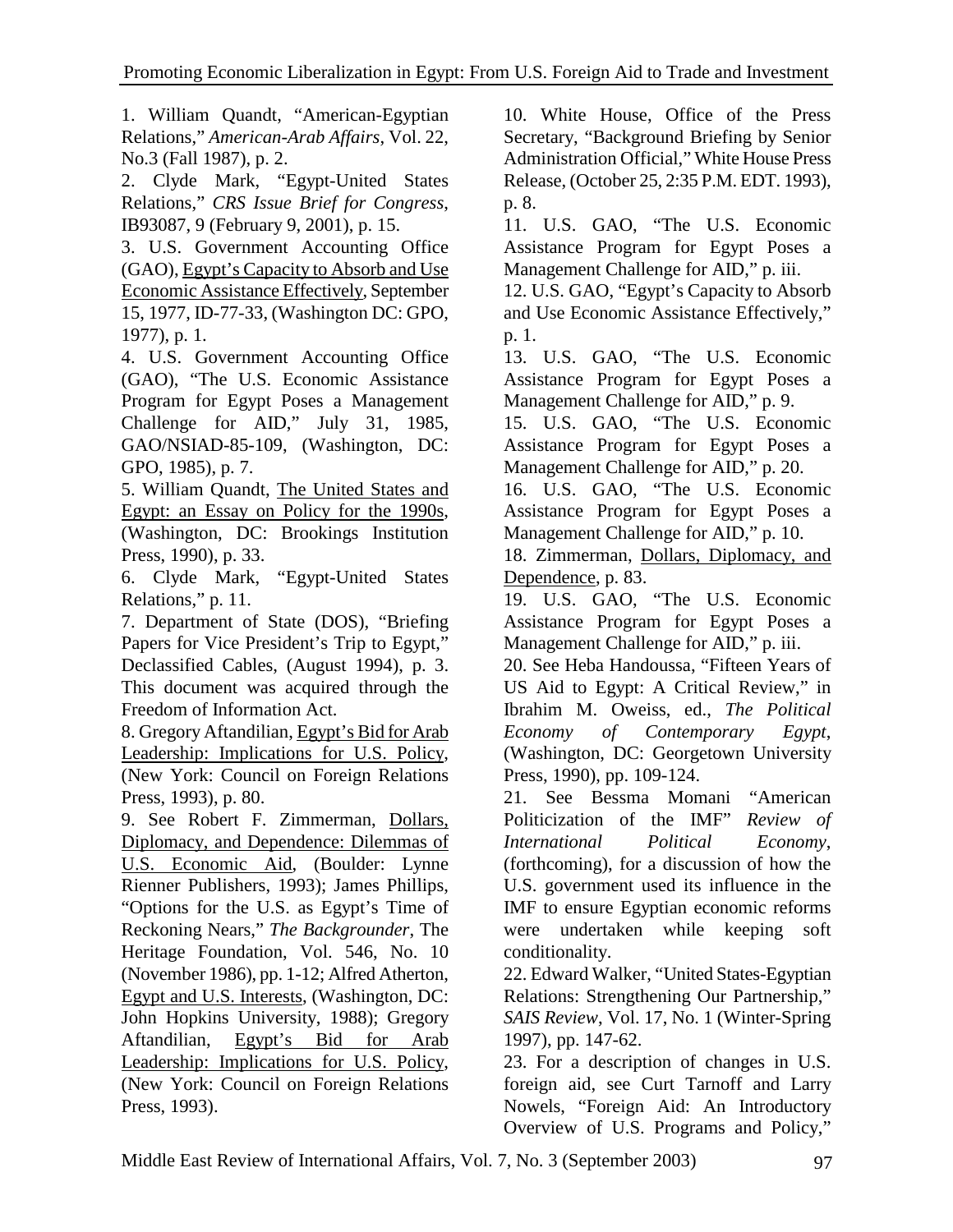1. William Quandt, "American-Egyptian Relations," *American-Arab Affairs*, Vol. 22, No.3 (Fall 1987), p. 2.

2. Clyde Mark, "Egypt-United States Relations," *CRS Issue Brief for Congress*, IB93087, 9 (February 9, 2001), p. 15.

3. U.S. Government Accounting Office (GAO), Egypt's Capacity to Absorb and Use Economic Assistance Effectively, September 15, 1977, ID-77-33, (Washington DC: GPO, 1977), p. 1.

4. U.S. Government Accounting Office (GAO), "The U.S. Economic Assistance Program for Egypt Poses a Management Challenge for AID," July 31, 1985, GAO/NSIAD-85-109, (Washington, DC: GPO, 1985), p. 7.

5. William Quandt, The United States and Egypt: an Essay on Policy for the 1990s, (Washington, DC: Brookings Institution Press, 1990), p. 33.

6. Clyde Mark, "Egypt-United States Relations," p. 11.

7. Department of State (DOS), "Briefing Papers for Vice President's Trip to Egypt," Declassified Cables, (August 1994), p. 3. This document was acquired through the Freedom of Information Act.

8. Gregory Aftandilian, Egypt's Bid for Arab Leadership: Implications for U.S. Policy, (New York: Council on Foreign Relations Press, 1993), p. 80.

9. See Robert F. Zimmerman, Dollars, Diplomacy, and Dependence: Dilemmas of U.S. Economic Aid, (Boulder: Lynne Rienner Publishers, 1993); James Phillips, "Options for the U.S. as Egypt's Time of Reckoning Nears," *The Backgrounder*, The Heritage Foundation, Vol. 546, No. 10 (November 1986), pp. 1-12; Alfred Atherton, Egypt and U.S. Interests, (Washington, DC: John Hopkins University, 1988); Gregory Aftandilian, Egypt's Bid for Arab Leadership: Implications for U.S. Policy, (New York: Council on Foreign Relations Press, 1993).

10. White House, Office of the Press Secretary, "Background Briefing by Senior Administration Official," White House Press Release, (October 25, 2:35 P.M. EDT. 1993), p. 8.

11. U.S. GAO, "The U.S. Economic Assistance Program for Egypt Poses a Management Challenge for AID," p. iii.

12. U.S. GAO, "Egypt's Capacity to Absorb and Use Economic Assistance Effectively," p. 1.

13. U.S. GAO, "The U.S. Economic Assistance Program for Egypt Poses a Management Challenge for AID," p. 9.

15. U.S. GAO, "The U.S. Economic Assistance Program for Egypt Poses a Management Challenge for AID," p. 20.

16. U.S. GAO, "The U.S. Economic Assistance Program for Egypt Poses a Management Challenge for AID," p. 10.

18. Zimmerman, Dollars, Diplomacy, and Dependence, p. 83.

19. U.S. GAO, "The U.S. Economic Assistance Program for Egypt Poses a Management Challenge for AID," p. iii.

20. See Heba Handoussa, "Fifteen Years of US Aid to Egypt: A Critical Review," in Ibrahim M. Oweiss, ed., *The Political Economy of Contemporary Egypt*, (Washington, DC: Georgetown University Press, 1990), pp. 109-124.

21. See Bessma Momani "American Politicization of the IMF" *Review of International Political Economy*, (forthcoming), for a discussion of how the U.S. government used its influence in the IMF to ensure Egyptian economic reforms were undertaken while keeping soft conditionality.

22. Edward Walker, "United States-Egyptian Relations: Strengthening Our Partnership," *SAIS Review*, Vol. 17, No. 1 (Winter-Spring 1997), pp. 147-62.

23. For a description of changes in U.S. foreign aid, see Curt Tarnoff and Larry Nowels, "Foreign Aid: An Introductory Overview of U.S. Programs and Policy,"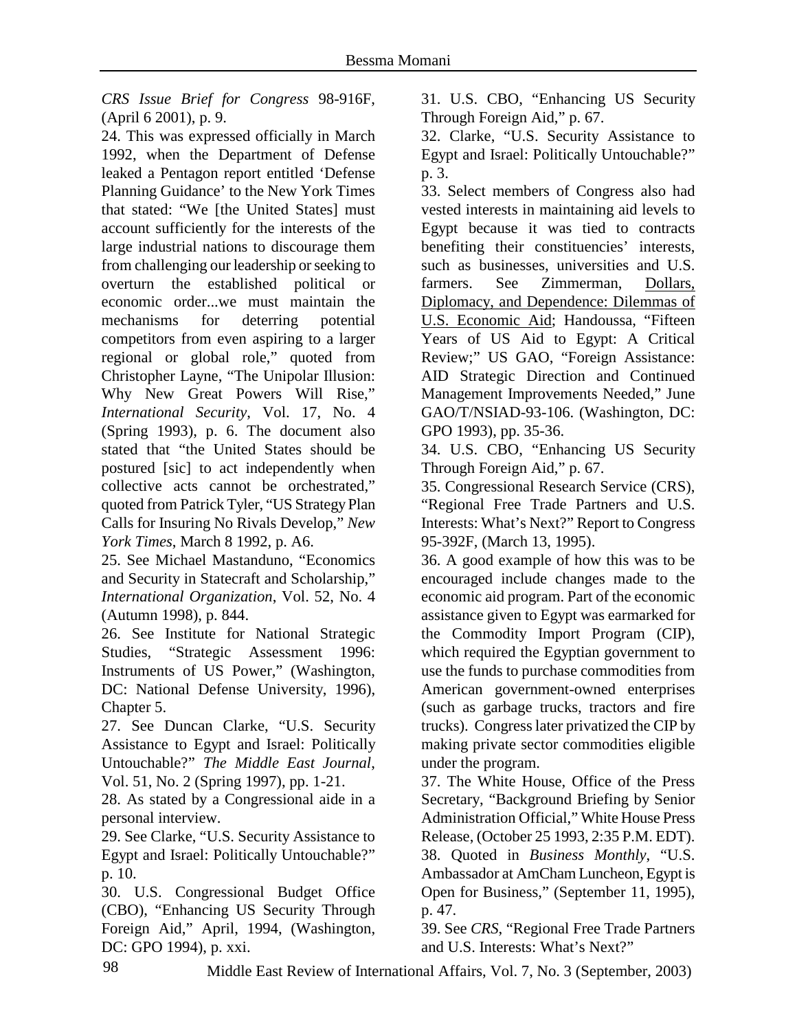*CRS Issue Brief for Congress* 98-916F, (April 6 2001), p. 9.

24. This was expressed officially in March 1992, when the Department of Defense leaked a Pentagon report entitled 'Defense Planning Guidance' to the New York Times that stated: "We [the United States] must account sufficiently for the interests of the large industrial nations to discourage them from challenging our leadership or seeking to overturn the established political or economic order...we must maintain the mechanisms for deterring potential competitors from even aspiring to a larger regional or global role," quoted from Christopher Layne, "The Unipolar Illusion: Why New Great Powers Will Rise," *International Security*, Vol. 17, No. 4 (Spring 1993), p. 6. The document also stated that "the United States should be postured [sic] to act independently when collective acts cannot be orchestrated," quoted from Patrick Tyler, "US Strategy Plan Calls for Insuring No Rivals Develop," *New York Times*, March 8 1992, p. A6.

25. See Michael Mastanduno, "Economics and Security in Statecraft and Scholarship," *International Organization*, Vol. 52, No. 4 (Autumn 1998), p. 844.

26. See Institute for National Strategic Studies, "Strategic Assessment 1996: Instruments of US Power," (Washington, DC: National Defense University, 1996), Chapter 5.

27. See Duncan Clarke, "U.S. Security Assistance to Egypt and Israel: Politically Untouchable?" *The Middle East Journal*, Vol. 51, No. 2 (Spring 1997), pp. 1-21.

28. As stated by a Congressional aide in a personal interview.

29. See Clarke, "U.S. Security Assistance to Egypt and Israel: Politically Untouchable?" p. 10.

30. U.S. Congressional Budget Office (CBO), "Enhancing US Security Through Foreign Aid," April, 1994, (Washington, DC: GPO 1994), p. xxi.

31. U.S. CBO, "Enhancing US Security Through Foreign Aid," p. 67.

32. Clarke, "U.S. Security Assistance to Egypt and Israel: Politically Untouchable?" p. 3.

33. Select members of Congress also had vested interests in maintaining aid levels to Egypt because it was tied to contracts benefiting their constituencies' interests, such as businesses, universities and U.S. farmers. See Zimmerman, Dollars, Diplomacy, and Dependence: Dilemmas of U.S. Economic Aid; Handoussa, "Fifteen Years of US Aid to Egypt: A Critical Review;" US GAO, "Foreign Assistance: AID Strategic Direction and Continued Management Improvements Needed," June GAO/T/NSIAD-93-106. (Washington, DC: GPO 1993), pp. 35-36.

34. U.S. CBO, "Enhancing US Security Through Foreign Aid," p. 67.

35. Congressional Research Service (CRS), "Regional Free Trade Partners and U.S. Interests: What's Next?" Report to Congress 95-392F, (March 13, 1995).

36. A good example of how this was to be encouraged include changes made to the economic aid program. Part of the economic assistance given to Egypt was earmarked for the Commodity Import Program (CIP), which required the Egyptian government to use the funds to purchase commodities from American government-owned enterprises (such as garbage trucks, tractors and fire trucks). Congress later privatized the CIP by making private sector commodities eligible under the program.

37. The White House, Office of the Press Secretary, "Background Briefing by Senior Administration Official," White House Press Release, (October 25 1993, 2:35 P.M. EDT).

38. Quoted in *Business Monthly*, "U.S. Ambassador at AmCham Luncheon, Egypt is Open for Business," (September 11, 1995), p. 47.

39. See *CRS*, "Regional Free Trade Partners and U.S. Interests: What's Next?"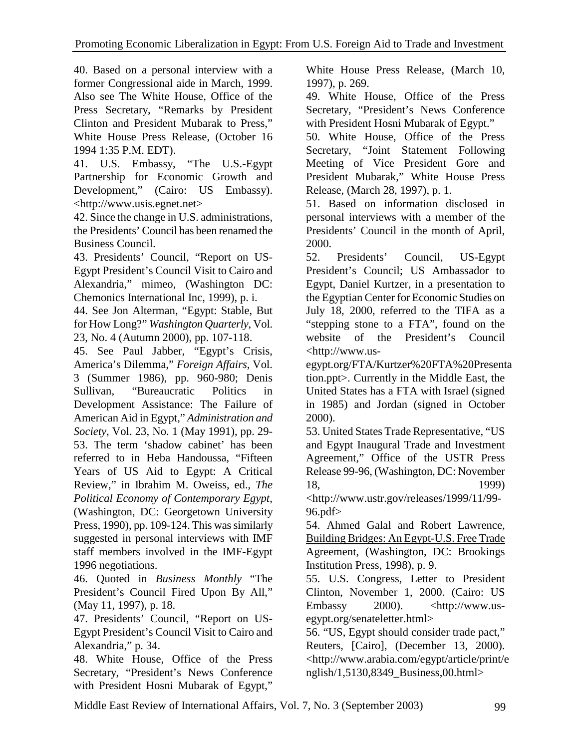40. Based on a personal interview with a former Congressional aide in March, 1999. Also see The White House, Office of the Press Secretary, "Remarks by President Clinton and President Mubarak to Press," White House Press Release, (October 16 1994 1:35 P.M. EDT).

41. U.S. Embassy, "The U.S.-Egypt Partnership for Economic Growth and Development," (Cairo: US Embassy). <http://www.usis.egnet.net>

42. Since the change in U.S. administrations, the Presidents' Council has been renamed the Business Council.

43. Presidents' Council, "Report on US-Egypt President's Council Visit to Cairo and Alexandria," mimeo, (Washington DC: Chemonics International Inc, 1999), p. i.

44. See Jon Alterman, "Egypt: Stable, But for How Long?" *Washington Quarterly*, Vol. 23, No. 4 (Autumn 2000), pp. 107-118.

45. See Paul Jabber, "Egypt's Crisis, America's Dilemma," *Foreign Affairs*, Vol. 3 (Summer 1986), pp. 960-980; Denis Sullivan, "Bureaucratic Politics in Development Assistance: The Failure of American Aid in Egypt," *Administration and Society*, Vol. 23, No. 1 (May 1991), pp. 29-53. The term 'shadow cabinet' has been referred to in Heba Handoussa, "Fifteen Years of US Aid to Egypt: A Critical Review," in Ibrahim M. Oweiss, ed., *The Political Economy of Contemporary Egypt*, (Washington, DC: Georgetown University Press, 1990), pp. 109-124. This was similarly suggested in personal interviews with IMF staff members involved in the IMF-Egypt 1996 negotiations.

46. Quoted in *Business Monthly* "The President's Council Fired Upon By All," (May 11, 1997), p. 18.

47. Presidents' Council, "Report on US-Egypt President's Council Visit to Cairo and Alexandria," p. 34.

48. White House, Office of the Press Secretary, "President's News Conference with President Hosni Mubarak of Egypt," White House Press Release, (March 10, 1997), p. 269.

49. White House, Office of the Press Secretary, "President's News Conference with President Hosni Mubarak of Egypt."

50. White House, Office of the Press Secretary, "Joint Statement Following Meeting of Vice President Gore and President Mubarak," White House Press Release, (March 28, 1997), p. 1.

51. Based on information disclosed in personal interviews with a member of the Presidents' Council in the month of April, 2000.

52. Presidents' Council, US-Egypt President's Council; US Ambassador to Egypt, Daniel Kurtzer, in a presentation to the Egyptian Center for Economic Studies on July 18, 2000, referred to the TIFA as a "stepping stone to a FTA", found on the website of the President's Council <http://www.us-egypt.org/FTA/Kurtzer%20FTA%20Presentation.ppt>. Currently in the Middle East, the United States has a FTA with Israel (signed in 1985) and Jordan (signed in October 2000).

53. United States Trade Representative, "US and Egypt Inaugural Trade and Investment Agreement," Office of the USTR Press Release 99-96, (Washington, DC: November 18, 1999) <http://www.ustr.gov/releases/1999/11/99-96.pdf>

54. Ahmed Galal and Robert Lawrence, Building Bridges: An Egypt-U.S. Free Trade Agreement, (Washington, DC: Brookings Institution Press, 1998), p. 9.

55. U.S. Congress, Letter to President Clinton, November 1, 2000. (Cairo: US Embassy 2000). <http://www.us-egypt.org/senateletter.html>

56. "US, Egypt should consider trade pact," Reuters, [Cairo], (December 13, 2000). <http://www.arabia.com/egypt/article/print/english/1,5130,8349_Business,00.html>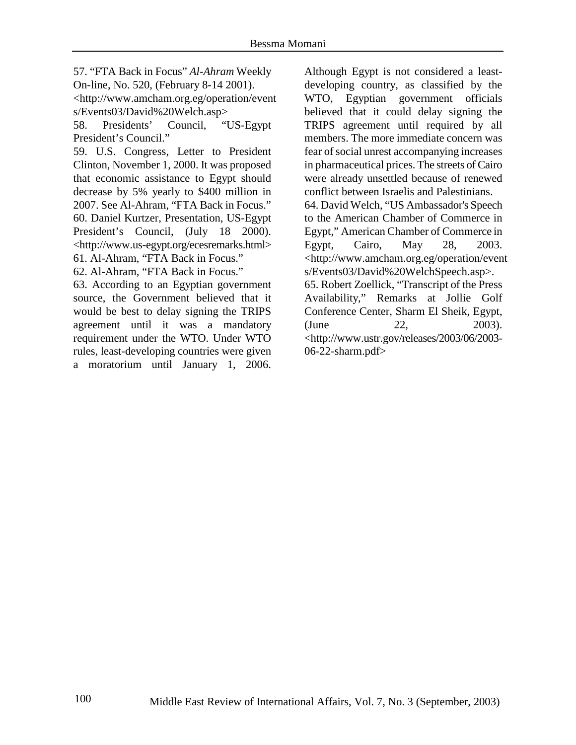57. "FTA Back in Focus" *Al-Ahram* Weekly On-line, No. 520, (February 8-14 2001). <http://www.amcham.org.eg/operation/events/Events03/David%20Welch.asp>

58. Presidents' Council, "US-Egypt President's Council."

59. U.S. Congress, Letter to President Clinton, November 1, 2000. It was proposed that economic assistance to Egypt should decrease by 5% yearly to $400 million in 2007. See Al-Ahram, "FTA Back in Focus."

60. Daniel Kurtzer, Presentation, US-Egypt President's Council, (July 18 2000). <http://www.us-egypt.org/ecesremarks.html>

61. Al-Ahram, "FTA Back in Focus."

62. Al-Ahram, "FTA Back in Focus."

63. According to an Egyptian government source, the Government believed that it would be best to delay signing the TRIPS agreement until it was a mandatory requirement under the WTO. Under WTO rules, least-developing countries were given a moratorium until January 1, 2006. Although Egypt is not considered a least-developing country, as classified by the WTO, Egyptian government officials believed that it could delay signing the TRIPS agreement until required by all members. The more immediate concern was fear of social unrest accompanying increases in pharmaceutical prices. The streets of Cairo were already unsettled because of renewed conflict between Israelis and Palestinians.

64. David Welch, "US Ambassador's Speech to the American Chamber of Commerce in Egypt," American Chamber of Commerce in Egypt, Cairo, May 28, 2003. <http://www.amcham.org.eg/operation/events/Events03/David%20WelchSpeech.asp>.

65. Robert Zoellick, "Transcript of the Press Availability," Remarks at Jollie Golf Conference Center, Sharm El Sheik, Egypt, (June 22, 2003). <http://www.ustr.gov/releases/2003/06/2003-06-22-sharm.pdf>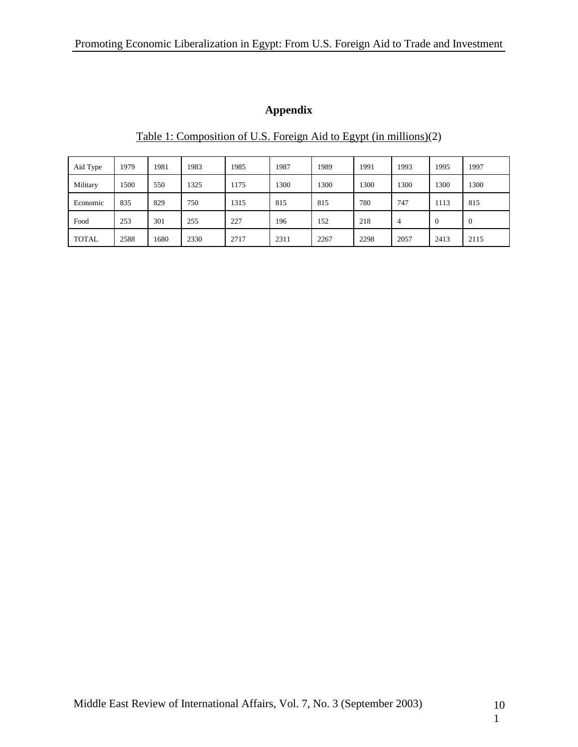## Appendix

Table 1: Composition of U.S. Foreign Aid to Egypt (in millions)(2)

| Aid Type | 1979 | 1981 | 1983 | 1985 | 1987 | 1989 | 1991 | 1993 | 1995 | 1997 |
|---|---|---|---|---|---|---|---|---|---|---|
| Military | 1500 | 550 | 1325 | 1175 | 1300 | 1300 | 1300 | 1300 | 1300 | 1300 |
| Economic | 835 | 829 | 750 | 1315 | 815 | 815 | 780 | 747 | 1113 | 815 |
| Food | 253 | 301 | 255 | 227 | 196 | 152 | 218 | 4 | 0 | 0 |
| TOTAL | 2588 | 1680 | 2330 | 2717 | 2311 | 2267 | 2298 | 2057 | 2413 | 2115 |